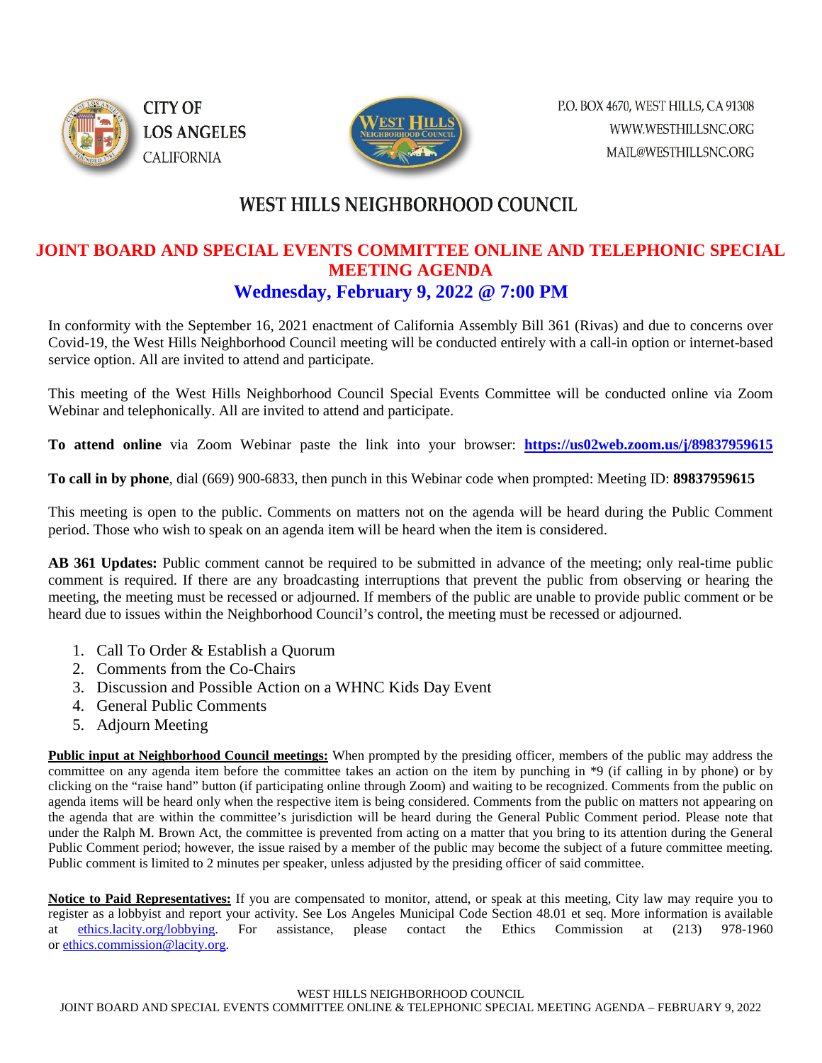CITY OF
LOS ANGELES
CALIFORNIA

P.O. BOX 4670, WEST HILLS, CA 91308
WWW.WESTHILLSNC.ORG
MAIL@WESTHILLSNC.ORG

# WEST HILLS NEIGHBORHOOD COUNCIL

## JOINT BOARD AND SPECIAL EVENTS COMMITTEE ONLINE AND TELEPHONIC SPECIAL MEETING AGENDA

### Wednesday, February 9, 2022 @ 7:00 PM

In conformity with the September 16, 2021 enactment of California Assembly Bill 361 (Rivas) and due to concerns over Covid-19, the West Hills Neighborhood Council meeting will be conducted entirely with a call-in option or internet-based service option. All are invited to attend and participate.

This meeting of the West Hills Neighborhood Council Special Events Committee will be conducted online via Zoom Webinar and telephonically. All are invited to attend and participate.

**To attend online** via Zoom Webinar paste the link into your browser: **https://us02web.zoom.us/j/89837959615**

**To call in by phone**, dial (669) 900-6833, then punch in this Webinar code when prompted: Meeting ID: **89837959615**

This meeting is open to the public. Comments on matters not on the agenda will be heard during the Public Comment period. Those who wish to speak on an agenda item will be heard when the item is considered.

**AB 361 Updates:** Public comment cannot be required to be submitted in advance of the meeting; only real-time public comment is required. If there are any broadcasting interruptions that prevent the public from observing or hearing the meeting, the meeting must be recessed or adjourned. If members of the public are unable to provide public comment or be heard due to issues within the Neighborhood Council's control, the meeting must be recessed or adjourned.

1. Call To Order & Establish a Quorum
2. Comments from the Co-Chairs
3. Discussion and Possible Action on a WHNC Kids Day Event
4. General Public Comments
5. Adjourn Meeting

**Public input at Neighborhood Council meetings:** When prompted by the presiding officer, members of the public may address the committee on any agenda item before the committee takes an action on the item by punching in *9 (if calling in by phone) or by clicking on the "raise hand" button (if participating online through Zoom) and waiting to be recognized. Comments from the public on agenda items will be heard only when the respective item is being considered. Comments from the public on matters not appearing on the agenda that are within the committee's jurisdiction will be heard during the General Public Comment period. Please note that under the Ralph M. Brown Act, the committee is prevented from acting on a matter that you bring to its attention during the General Public Comment period; however, the issue raised by a member of the public may become the subject of a future committee meeting. Public comment is limited to 2 minutes per speaker, unless adjusted by the presiding officer of said committee.

**Notice to Paid Representatives:** If you are compensated to monitor, attend, or speak at this meeting, City law may require you to register as a lobbyist and report your activity. See Los Angeles Municipal Code Section 48.01 et seq. More information is available at ethics.lacity.org/lobbying. For assistance, please contact the Ethics Commission at (213) 978-1960 or ethics.commission@lacity.org.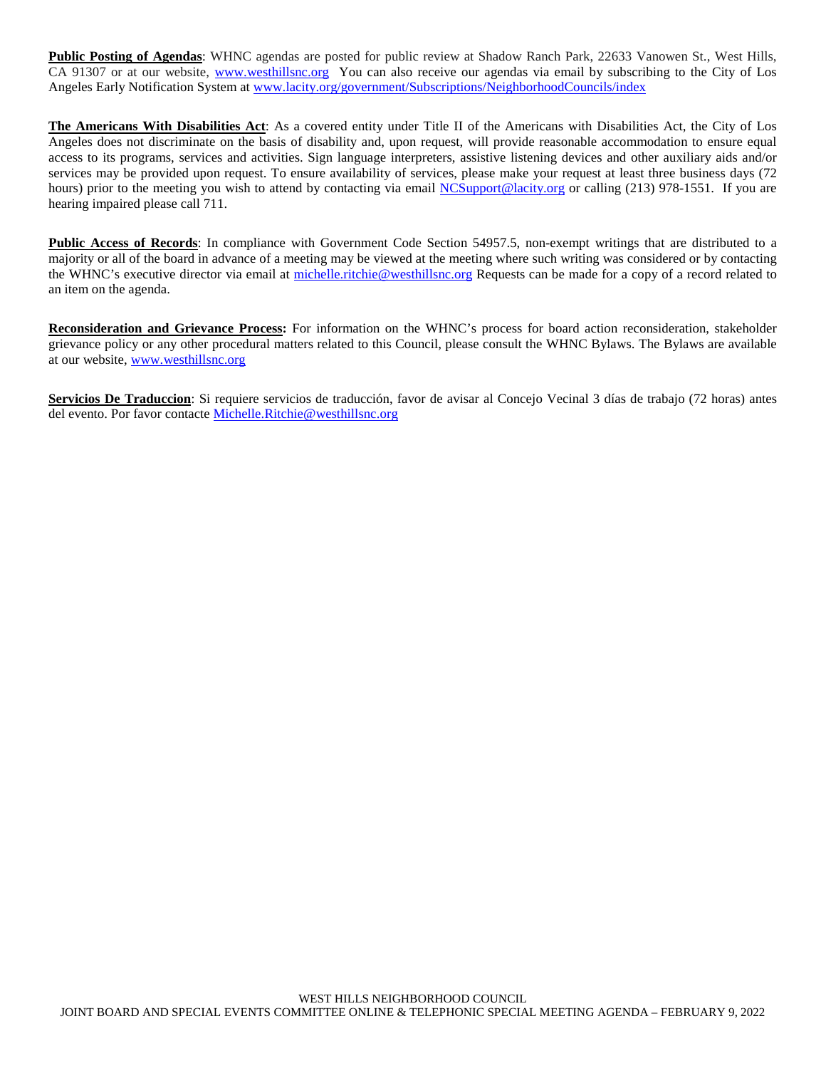**Public Posting of Agendas**: WHNC agendas are posted for public review at Shadow Ranch Park, 22633 Vanowen St., West Hills, CA 91307 or at our website, www.westhillsnc.org You can also receive our agendas via email by subscribing to the City of Los Angeles Early Notification System at www.lacity.org/government/Subscriptions/NeighborhoodCouncils/index

**The Americans With Disabilities Act**: As a covered entity under Title II of the Americans with Disabilities Act, the City of Los Angeles does not discriminate on the basis of disability and, upon request, will provide reasonable accommodation to ensure equal access to its programs, services and activities. Sign language interpreters, assistive listening devices and other auxiliary aids and/or services may be provided upon request. To ensure availability of services, please make your request at least three business days (72 hours) prior to the meeting you wish to attend by contacting via email NCSupport@lacity.org or calling (213) 978-1551. If you are hearing impaired please call 711.

**Public Access of Records**: In compliance with Government Code Section 54957.5, non-exempt writings that are distributed to a majority or all of the board in advance of a meeting may be viewed at the meeting where such writing was considered or by contacting the WHNC's executive director via email at michelle.ritchie@westhillsnc.org Requests can be made for a copy of a record related to an item on the agenda.

**Reconsideration and Grievance Process:** For information on the WHNC's process for board action reconsideration, stakeholder grievance policy or any other procedural matters related to this Council, please consult the WHNC Bylaws. The Bylaws are available at our website, www.westhillsnc.org

**Servicios De Traduccion**: Si requiere servicios de traducción, favor de avisar al Concejo Vecinal 3 días de trabajo (72 horas) antes del evento. Por favor contacte Michelle.Ritchie@westhillsnc.org